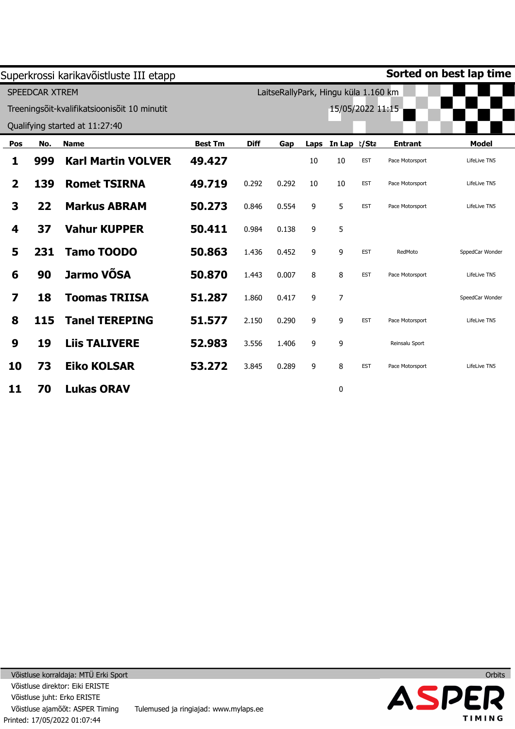# Superkrossi karikavõistluste III etapp

**Sorted on best lap time**

SPEEDCAR XTREM

LaitseRallyPark, Hingu küla 1.160 km

Treeningsõit-kvalifikatsioonisõit 10 minutit

15/05/2022 11:15

Qualifying started at 11:27:40

| Pos | No. | Name | Best Tm | Diff | Gap | Laps | In Lap | t/Sta | Entrant | Model |
|---|---|---|---|---|---|---|---|---|---|---|
| 1 | 999 | Karl Martin VOLVER | 49.427 | | | 10 | 10 | EST | Pace Motorsport | LifeLive TN5 |
| 2 | 139 | Romet TSIRNA | 49.719 | 0.292 | 0.292 | 10 | 10 | EST | Pace Motorsport | LifeLive TN5 |
| 3 | 22 | Markus ABRAM | 50.273 | 0.846 | 0.554 | 9 | 5 | EST | Pace Motorsport | LifeLive TN5 |
| 4 | 37 | Vahur KUPPER | 50.411 | 0.984 | 0.138 | 9 | 5 | | | |
| 5 | 231 | Tamo TOODO | 50.863 | 1.436 | 0.452 | 9 | 9 | EST | RedMoto | SppedCar Wonder |
| 6 | 90 | Jarmo VÕSA | 50.870 | 1.443 | 0.007 | 8 | 8 | EST | Pace Motorsport | LifeLive TN5 |
| 7 | 18 | Toomas TRIISA | 51.287 | 1.860 | 0.417 | 9 | 7 | | | SpeedCar Wonder |
| 8 | 115 | Tanel TEREPING | 51.577 | 2.150 | 0.290 | 9 | 9 | EST | Pace Motorsport | LifeLive TN5 |
| 9 | 19 | Liis TALIVERE | 52.983 | 3.556 | 1.406 | 9 | 9 | | Reinsalu Sport | |
| 10 | 73 | Eiko KOLSAR | 53.272 | 3.845 | 0.289 | 9 | 8 | EST | Pace Motorsport | LifeLive TN5 |
| 11 | 70 | Lukas ORAV | | | | | 0 | | | |

Võistluse korraldaja: MTÜ Erki Sport

Võistluse direktor: Eiki ERISTE

Võistluse juht: Erko ERISTE

Võistluse ajamõõt: ASPER Timing

Tulemused ja ringiajad: www.mylaps.ee

Orbits

Printed: 17/05/2022 01:07:44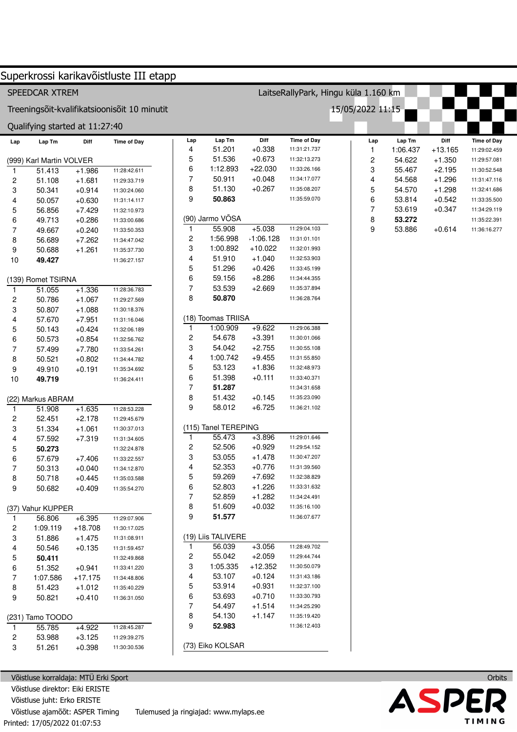# Superkrossi karikavõistluste III etapp

SPEEDCAR XTREM — LaitseRallyPark, Hingu küla 1.160 km

Treeningsõit-kvalifikatsioonisõit 10 minutit — 15/05/2022 11:15

Qualifying started at 11:27:40

## (999) Karl Martin VOLVER

| Lap | Lap Tm | Diff | Time of Day |
|---|---|---|---|
| 1 | 51.413 | +1.986 | 11:28:42.611 |
| 2 | 51.108 | +1.681 | 11:29:33.719 |
| 3 | 50.341 | +0.914 | 11:30:24.060 |
| 4 | 50.057 | +0.630 | 11:31:14.117 |
| 5 | 56.856 | +7.429 | 11:32:10.973 |
| 6 | 49.713 | +0.286 | 11:33:00.686 |
| 7 | 49.667 | +0.240 | 11:33:50.353 |
| 8 | 56.689 | +7.262 | 11:34:47.042 |
| 9 | 50.688 | +1.261 | 11:35:37.730 |
| 10 | **49.427** | | 11:36:27.157 |

## (139) Romet TSIRNA

| Lap | Lap Tm | Diff | Time of Day |
|---|---|---|---|
| 1 | 51.055 | +1.336 | 11:28:36.783 |
| 2 | 50.786 | +1.067 | 11:29:27.569 |
| 3 | 50.807 | +1.088 | 11:30:18.376 |
| 4 | 57.670 | +7.951 | 11:31:16.046 |
| 5 | 50.143 | +0.424 | 11:32:06.189 |
| 6 | 50.573 | +0.854 | 11:32:56.762 |
| 7 | 57.499 | +7.780 | 11:33:54.261 |
| 8 | 50.521 | +0.802 | 11:34:44.782 |
| 9 | 49.910 | +0.191 | 11:35:34.692 |
| 10 | **49.719** | | 11:36:24.411 |

## (22) Markus ABRAM

| Lap | Lap Tm | Diff | Time of Day |
|---|---|---|---|
| 1 | 51.908 | +1.635 | 11:28:53.228 |
| 2 | 52.451 | +2.178 | 11:29:45.679 |
| 3 | 51.334 | +1.061 | 11:30:37.013 |
| 4 | 57.592 | +7.319 | 11:31:34.605 |
| 5 | **50.273** | | 11:32:24.878 |
| 6 | 57.679 | +7.406 | 11:33:22.557 |
| 7 | 50.313 | +0.040 | 11:34:12.870 |
| 8 | 50.718 | +0.445 | 11:35:03.588 |
| 9 | 50.682 | +0.409 | 11:35:54.270 |

## (37) Vahur KUPPER

| Lap | Lap Tm | Diff | Time of Day |
|---|---|---|---|
| 1 | 56.806 | +6.395 | 11:29:07.906 |
| 2 | 1:09.119 | +18.708 | 11:30:17.025 |
| 3 | 51.886 | +1.475 | 11:31:08.911 |
| 4 | 50.546 | +0.135 | 11:31:59.457 |
| 5 | **50.411** | | 11:32:49.868 |
| 6 | 51.352 | +0.941 | 11:33:41.220 |
| 7 | 1:07.586 | +17.175 | 11:34:48.806 |
| 8 | 51.423 | +1.012 | 11:35:40.229 |
| 9 | 50.821 | +0.410 | 11:36:31.050 |

## (231) Tamo TOODO

| Lap | Lap Tm | Diff | Time of Day |
|---|---|---|---|
| 1 | 55.785 | +4.922 | 11:28:45.287 |
| 2 | 53.988 | +3.125 | 11:29:39.275 |
| 3 | 51.261 | +0.398 | 11:30:30.536 |
| 4 | 51.201 | +0.338 | 11:31:21.737 |
| 5 | 51.536 | +0.673 | 11:32:13.273 |
| 6 | 1:12.893 | +22.030 | 11:33:26.166 |
| 7 | 50.911 | +0.048 | 11:34:17.077 |
| 8 | 51.130 | +0.267 | 11:35:08.207 |
| 9 | **50.863** | | 11:35:59.070 |

## (90) Jarmo VÕSA

| Lap | Lap Tm | Diff | Time of Day |
|---|---|---|---|
| 1 | 55.908 | +5.038 | 11:29:04.103 |
| 2 | 1:56.998 | +1:06.128 | 11:31:01.101 |
| 3 | 1:00.892 | +10.022 | 11:32:01.993 |
| 4 | 51.910 | +1.040 | 11:32:53.903 |
| 5 | 51.296 | +0.426 | 11:33:45.199 |
| 6 | 59.156 | +8.286 | 11:34:44.355 |
| 7 | 53.539 | +2.669 | 11:35:37.894 |
| 8 | **50.870** | | 11:36:28.764 |

## (18) Toomas TRIISA

| Lap | Lap Tm | Diff | Time of Day |
|---|---|---|---|
| 1 | 1:00.909 | +9.622 | 11:29:06.388 |
| 2 | 54.678 | +3.391 | 11:30:01.066 |
| 3 | 54.042 | +2.755 | 11:30:55.108 |
| 4 | 1:00.742 | +9.455 | 11:31:55.850 |
| 5 | 53.123 | +1.836 | 11:32:48.973 |
| 6 | 51.398 | +0.111 | 11:33:40.371 |
| 7 | **51.287** | | 11:34:31.658 |
| 8 | 51.432 | +0.145 | 11:35:23.090 |
| 9 | 58.012 | +6.725 | 11:36:21.102 |

## (115) Tanel TEREPING

| Lap | Lap Tm | Diff | Time of Day |
|---|---|---|---|
| 1 | 55.473 | +3.896 | 11:29:01.646 |
| 2 | 52.506 | +0.929 | 11:29:54.152 |
| 3 | 53.055 | +1.478 | 11:30:47.207 |
| 4 | 52.353 | +0.776 | 11:31:39.560 |
| 5 | 59.269 | +7.692 | 11:32:38.829 |
| 6 | 52.803 | +1.226 | 11:33:31.632 |
| 7 | 52.859 | +1.282 | 11:34:24.491 |
| 8 | 51.609 | +0.032 | 11:35:16.100 |
| 9 | **51.577** | | 11:36:07.677 |

## (19) Liis TALIVERE

| Lap | Lap Tm | Diff | Time of Day |
|---|---|---|---|
| 1 | 56.039 | +3.056 | 11:28:49.702 |
| 2 | 55.042 | +2.059 | 11:29:44.744 |
| 3 | 1:05.335 | +12.352 | 11:30:50.079 |
| 4 | 53.107 | +0.124 | 11:31:43.186 |
| 5 | 53.914 | +0.931 | 11:32:37.100 |
| 6 | 53.693 | +0.710 | 11:33:30.793 |
| 7 | 54.497 | +1.514 | 11:34:25.290 |
| 8 | 54.130 | +1.147 | 11:35:19.420 |
| 9 | **52.983** | | 11:36:12.403 |

## (73) Eiko KOLSAR

| Lap | Lap Tm | Diff | Time of Day |
|---|---|---|---|
| 1 | 1:06.437 | +13.165 | 11:29:02.459 |
| 2 | 54.622 | +1.350 | 11:29:57.081 |
| 3 | 55.467 | +2.195 | 11:30:52.548 |
| 4 | 54.568 | +1.296 | 11:31:47.116 |
| 5 | 54.570 | +1.298 | 11:32:41.686 |
| 6 | 53.814 | +0.542 | 11:33:35.500 |
| 7 | 53.619 | +0.347 | 11:34:29.119 |
| 8 | **53.272** | | 11:35:22.391 |
| 9 | 53.886 | +0.614 | 11:36:16.277 |

Võistluse korraldaja: MTÜ Erki Sport

Võistluse direktor: Eiki ERISTE

Võistluse juht: Erko ERISTE

Võistluse ajamõõt: ASPER Timing — Tulemused ja ringiajad: www.mylaps.ee

Orbits

ASPER TIMING

Printed: 17/05/2022 01:07:53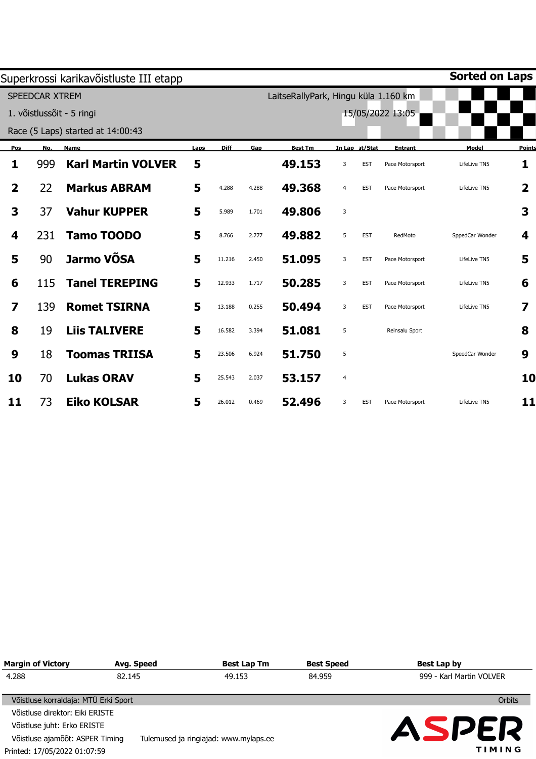# Superkrossi karikavõistluste III etapp

**Sorted on Laps**

SPEEDCAR XTREM

LaitseRallyPark, Hingu küla 1.160 km

1. võistlussõit - 5 ringi

15/05/2022 13:05

Race (5 Laps) started at 14:00:43

| Pos | No. | Name | Laps | Diff | Gap | Best Tm | In Lap | at/Stat | Entrant | Model | Points |
|---|---|---|---|---|---|---|---|---|---|---|---|
| 1 | 999 | **Karl Martin VOLVER** | 5 | | | **49.153** | 3 | EST | Pace Motorsport | LifeLive TN5 | 1 |
| 2 | 22 | **Markus ABRAM** | 5 | 4.288 | 4.288 | **49.368** | 4 | EST | Pace Motorsport | LifeLive TN5 | 2 |
| 3 | 37 | **Vahur KUPPER** | 5 | 5.989 | 1.701 | **49.806** | 3 | | | | 3 |
| 4 | 231 | **Tamo TOODO** | 5 | 8.766 | 2.777 | **49.882** | 5 | EST | RedMoto | SppedCar Wonder | 4 |
| 5 | 90 | **Jarmo VÕSA** | 5 | 11.216 | 2.450 | **51.095** | 3 | EST | Pace Motorsport | LifeLive TN5 | 5 |
| 6 | 115 | **Tanel TEREPING** | 5 | 12.933 | 1.717 | **50.285** | 3 | EST | Pace Motorsport | LifeLive TN5 | 6 |
| 7 | 139 | **Romet TSIRNA** | 5 | 13.188 | 0.255 | **50.494** | 3 | EST | Pace Motorsport | LifeLive TN5 | 7 |
| 8 | 19 | **Liis TALIVERE** | 5 | 16.582 | 3.394 | **51.081** | 5 | | Reinsalu Sport | | 8 |
| 9 | 18 | **Toomas TRIISA** | 5 | 23.506 | 6.924 | **51.750** | 5 | | | SpeedCar Wonder | 9 |
| 10 | 70 | **Lukas ORAV** | 5 | 25.543 | 2.037 | **53.157** | 4 | | | | 10 |
| 11 | 73 | **Eiko KOLSAR** | 5 | 26.012 | 0.469 | **52.496** | 3 | EST | Pace Motorsport | LifeLive TN5 | 11 |

| Margin of Victory | Avg. Speed | Best Lap Tm | Best Speed | Best Lap by |
|---|---|---|---|---|
| 4.288 | 82.145 | 49.153 | 84.959 | 999 - Karl Martin VOLVER |

Võistluse korraldaja: MTÜ Erki Sport

Orbits

Võistluse direktor: Eiki ERISTE

Võistluse juht: Erko ERISTE

Võistluse ajamõõt: ASPER Timing

Tulemused ja ringiajad: www.mylaps.ee

Printed: 17/05/2022 01:07:59

ASPER TIMING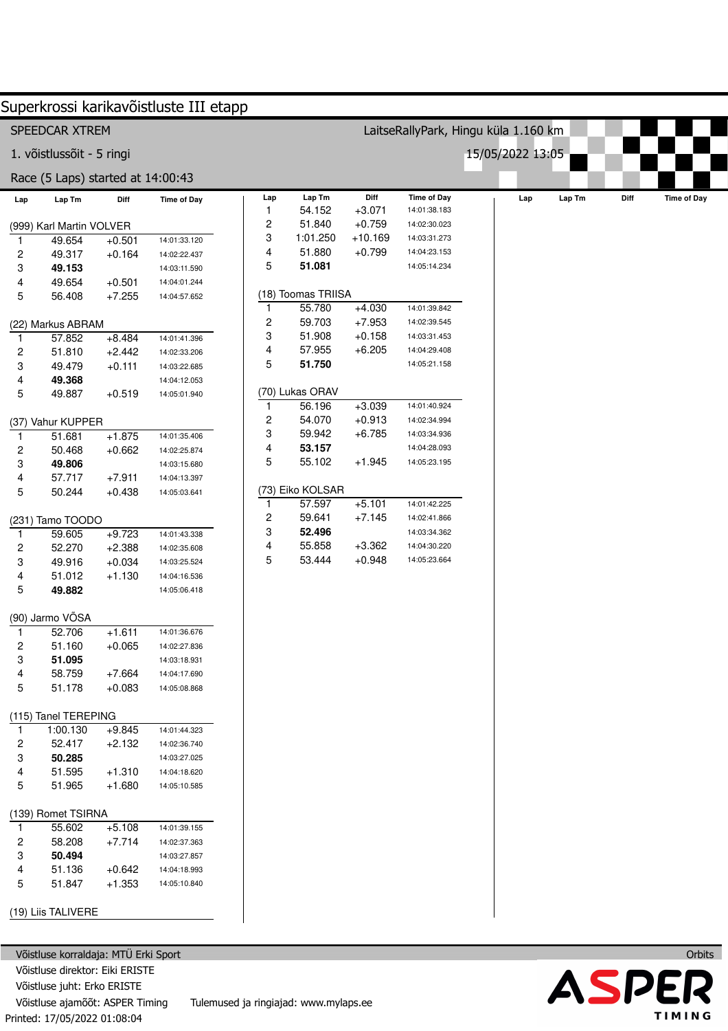# Superkrossi karikavõistluste III etapp

SPEEDCAR XTREM — LaitseRallyPark, Hingu küla 1.160 km

1. võistlussõit - 5 ringi — 15/05/2022 13:05

Race (5 Laps) started at 14:00:43

### (999) Karl Martin VOLVER

| Lap | Lap Tm | Diff | Time of Day |
|---|---|---|---|
| 1 | 49.654 | +0.501 | 14:01:33.120 |
| 2 | 49.317 | +0.164 | 14:02:22.437 |
| 3 | **49.153** | | 14:03:11.590 |
| 4 | 49.654 | +0.501 | 14:04:01.244 |
| 5 | 56.408 | +7.255 | 14:04:57.652 |

### (22) Markus ABRAM

| Lap | Lap Tm | Diff | Time of Day |
|---|---|---|---|
| 1 | 57.852 | +8.484 | 14:01:41.396 |
| 2 | 51.810 | +2.442 | 14:02:33.206 |
| 3 | 49.479 | +0.111 | 14:03:22.685 |
| 4 | **49.368** | | 14:04:12.053 |
| 5 | 49.887 | +0.519 | 14:05:01.940 |

### (37) Vahur KUPPER

| Lap | Lap Tm | Diff | Time of Day |
|---|---|---|---|
| 1 | 51.681 | +1.875 | 14:01:35.406 |
| 2 | 50.468 | +0.662 | 14:02:25.874 |
| 3 | **49.806** | | 14:03:15.680 |
| 4 | 57.717 | +7.911 | 14:04:13.397 |
| 5 | 50.244 | +0.438 | 14:05:03.641 |

### (231) Tamo TOODO

| Lap | Lap Tm | Diff | Time of Day |
|---|---|---|---|
| 1 | 59.605 | +9.723 | 14:01:43.338 |
| 2 | 52.270 | +2.388 | 14:02:35.608 |
| 3 | 49.916 | +0.034 | 14:03:25.524 |
| 4 | 51.012 | +1.130 | 14:04:16.536 |
| 5 | **49.882** | | 14:05:06.418 |

### (90) Jarmo VÕSA

| Lap | Lap Tm | Diff | Time of Day |
|---|---|---|---|
| 1 | 52.706 | +1.611 | 14:01:36.676 |
| 2 | 51.160 | +0.065 | 14:02:27.836 |
| 3 | **51.095** | | 14:03:18.931 |
| 4 | 58.759 | +7.664 | 14:04:17.690 |
| 5 | 51.178 | +0.083 | 14:05:08.868 |

### (115) Tanel TEREPING

| Lap | Lap Tm | Diff | Time of Day |
|---|---|---|---|
| 1 | 1:00.130 | +9.845 | 14:01:44.323 |
| 2 | 52.417 | +2.132 | 14:02:36.740 |
| 3 | **50.285** | | 14:03:27.025 |
| 4 | 51.595 | +1.310 | 14:04:18.620 |
| 5 | 51.965 | +1.680 | 14:05:10.585 |

### (139) Romet TSIRNA

| Lap | Lap Tm | Diff | Time of Day |
|---|---|---|---|
| 1 | 55.602 | +5.108 | 14:01:39.155 |
| 2 | 58.208 | +7.714 | 14:02:37.363 |
| 3 | **50.494** | | 14:03:27.857 |
| 4 | 51.136 | +0.642 | 14:04:18.993 |
| 5 | 51.847 | +1.353 | 14:05:10.840 |

### (19) Liis TALIVERE

| Lap | Lap Tm | Diff | Time of Day |
|---|---|---|---|
| 1 | 54.152 | +3.071 | 14:01:38.183 |
| 2 | 51.840 | +0.759 | 14:02:30.023 |
| 3 | 1:01.250 | +10.169 | 14:03:31.273 |
| 4 | 51.880 | +0.799 | 14:04:23.153 |
| 5 | **51.081** | | 14:05:14.234 |

### (18) Toomas TRIISA

| Lap | Lap Tm | Diff | Time of Day |
|---|---|---|---|
| 1 | 55.780 | +4.030 | 14:01:39.842 |
| 2 | 59.703 | +7.953 | 14:02:39.545 |
| 3 | 51.908 | +0.158 | 14:03:31.453 |
| 4 | 57.955 | +6.205 | 14:04:29.408 |
| 5 | **51.750** | | 14:05:21.158 |

### (70) Lukas ORAV

| Lap | Lap Tm | Diff | Time of Day |
|---|---|---|---|
| 1 | 56.196 | +3.039 | 14:01:40.924 |
| 2 | 54.070 | +0.913 | 14:02:34.994 |
| 3 | 59.942 | +6.785 | 14:03:34.936 |
| 4 | **53.157** | | 14:04:28.093 |
| 5 | 55.102 | +1.945 | 14:05:23.195 |

### (73) Eiko KOLSAR

| Lap | Lap Tm | Diff | Time of Day |
|---|---|---|---|
| 1 | 57.597 | +5.101 | 14:01:42.225 |
| 2 | 59.641 | +7.145 | 14:02:41.866 |
| 3 | **52.496** | | 14:03:34.362 |
| 4 | 55.858 | +3.362 | 14:04:30.220 |
| 5 | 53.444 | +0.948 | 14:05:23.664 |

Võistluse korraldaja: MTÜ Erki Sport — Orbits

Võistluse direktor: Eiki ERISTE

Võistluse juht: Erko ERISTE

Võistluse ajamõõt: ASPER Timing — Tulemused ja ringiajad: www.mylaps.ee

Printed: 17/05/2022 01:08:04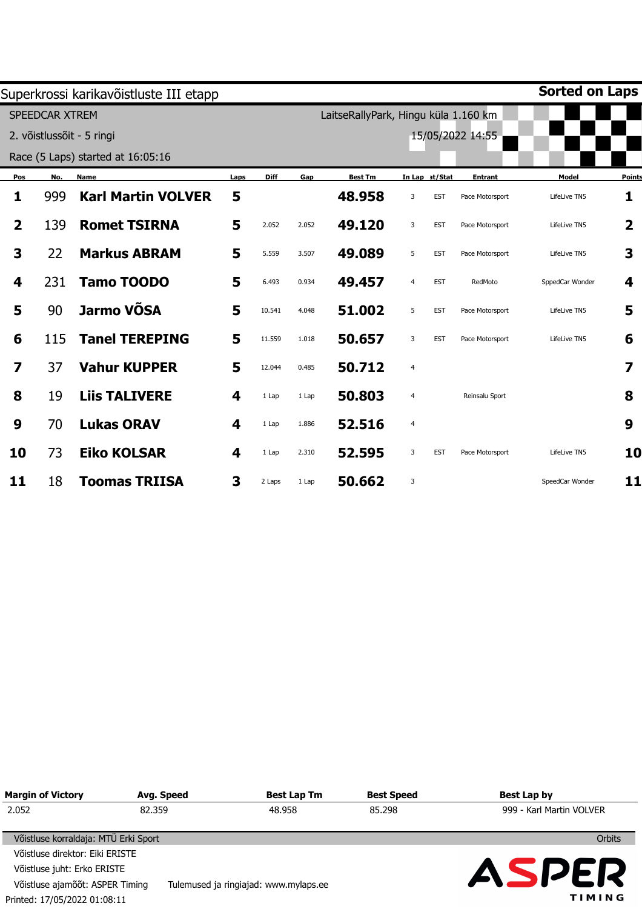# Superkrossi karikavõistluste III etapp

**Sorted on Laps**

SPEEDCAR XTREM

LaitseRallyPark, Hingu küla 1.160 km

2. võistlussõit - 5 ringi

15/05/2022 14:55

Race (5 Laps) started at 16:05:16

| Pos | No. | Name | Laps | Diff | Gap | Best Tm | In Lap | Nat/Stat | Entrant | Model | Points |
|---|---|---|---|---|---|---|---|---|---|---|---|
| 1 | 999 | **Karl Martin VOLVER** | 5 | | | **48.958** | 3 | EST | Pace Motorsport | LifeLive TN5 | 1 |
| 2 | 139 | **Romet TSIRNA** | 5 | 2.052 | 2.052 | **49.120** | 3 | EST | Pace Motorsport | LifeLive TN5 | 2 |
| 3 | 22 | **Markus ABRAM** | 5 | 5.559 | 3.507 | **49.089** | 5 | EST | Pace Motorsport | LifeLive TN5 | 3 |
| 4 | 231 | **Tamo TOODO** | 5 | 6.493 | 0.934 | **49.457** | 4 | EST | RedMoto | SppedCar Wonder | 4 |
| 5 | 90 | **Jarmo VÕSA** | 5 | 10.541 | 4.048 | **51.002** | 5 | EST | Pace Motorsport | LifeLive TN5 | 5 |
| 6 | 115 | **Tanel TEREPING** | 5 | 11.559 | 1.018 | **50.657** | 3 | EST | Pace Motorsport | LifeLive TN5 | 6 |
| 7 | 37 | **Vahur KUPPER** | 5 | 12.044 | 0.485 | **50.712** | 4 | | | | 7 |
| 8 | 19 | **Liis TALIVERE** | 4 | 1 Lap | 1 Lap | **50.803** | 4 | | Reinsalu Sport | | 8 |
| 9 | 70 | **Lukas ORAV** | 4 | 1 Lap | 1.886 | **52.516** | 4 | | | | 9 |
| 10 | 73 | **Eiko KOLSAR** | 4 | 1 Lap | 2.310 | **52.595** | 3 | EST | Pace Motorsport | LifeLive TN5 | 10 |
| 11 | 18 | **Toomas TRIISA** | 3 | 2 Laps | 1 Lap | **50.662** | 3 | | | SpeedCar Wonder | 11 |

| Margin of Victory | Avg. Speed | Best Lap Tm | Best Speed | Best Lap by |
|---|---|---|---|---|
| 2.052 | 82.359 | 48.958 | 85.298 | 999 - Karl Martin VOLVER |

Võistluse korraldaja: MTÜ Erki Sport

Orbits

Võistluse direktor: Eiki ERISTE

Võistluse juht: Erko ERISTE

Võistluse ajamõõt: ASPER Timing     Tulemused ja ringiajad: www.mylaps.ee

Printed: 17/05/2022 01:08:11

ASPER TIMING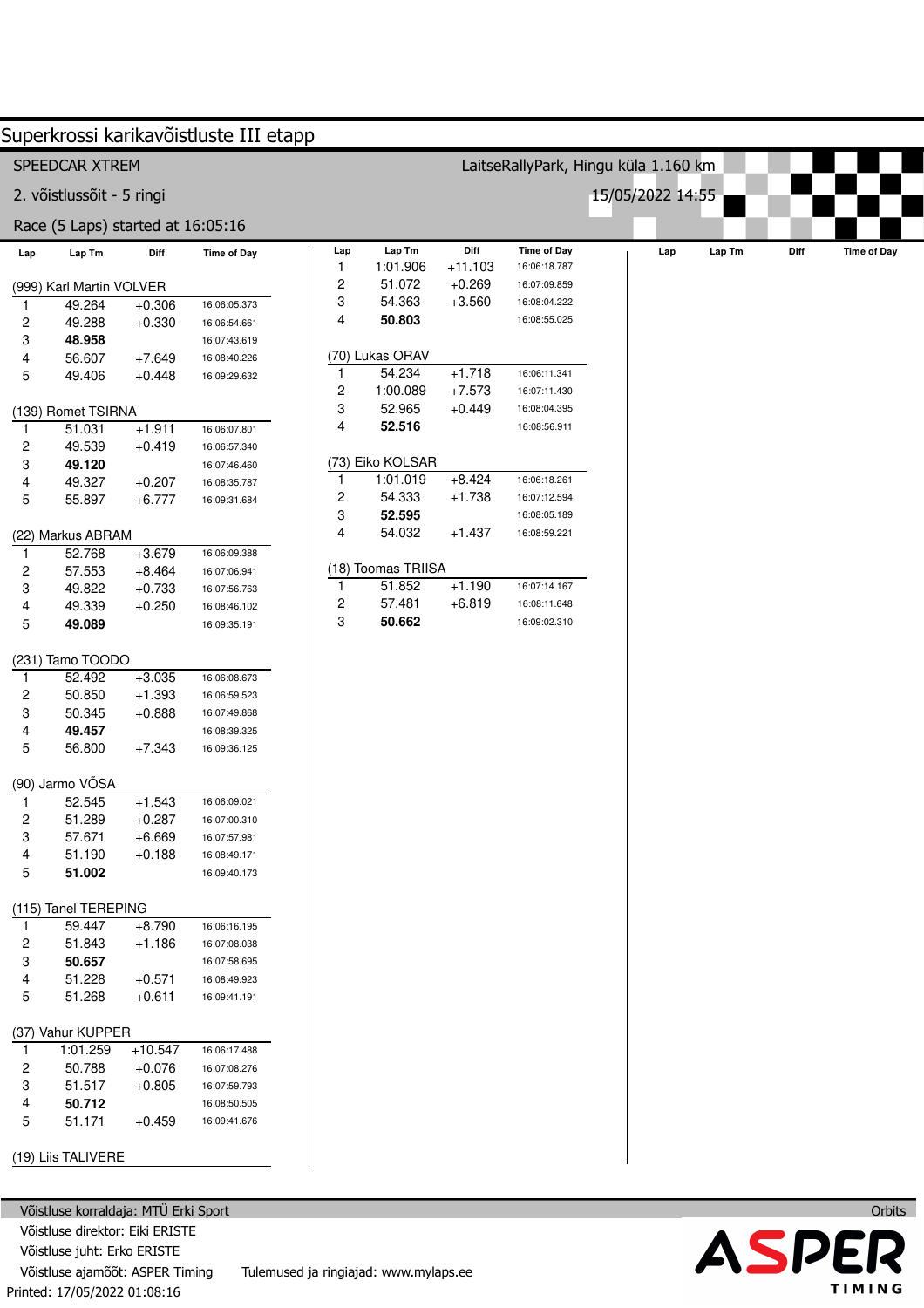# Superkrossi karikavõistluste III etapp

SPEEDCAR XTREM — LaitseRallyPark, Hingu küla 1.160 km

2. võistlussõit - 5 ringi — 15/05/2022 14:55

Race (5 Laps) started at 16:05:16

### (999) Karl Martin VOLVER

| Lap | Lap Tm | Diff | Time of Day |
|---|---|---|---|
| 1 | 49.264 | +0.306 | 16:06:05.373 |
| 2 | 49.288 | +0.330 | 16:06:54.661 |
| 3 | **48.958** | | 16:07:43.619 |
| 4 | 56.607 | +7.649 | 16:08:40.226 |
| 5 | 49.406 | +0.448 | 16:09:29.632 |

### (139) Romet TSIRNA

| Lap | Lap Tm | Diff | Time of Day |
|---|---|---|---|
| 1 | 51.031 | +1.911 | 16:06:07.801 |
| 2 | 49.539 | +0.419 | 16:06:57.340 |
| 3 | **49.120** | | 16:07:46.460 |
| 4 | 49.327 | +0.207 | 16:08:35.787 |
| 5 | 55.897 | +6.777 | 16:09:31.684 |

### (22) Markus ABRAM

| Lap | Lap Tm | Diff | Time of Day |
|---|---|---|---|
| 1 | 52.768 | +3.679 | 16:06:09.388 |
| 2 | 57.553 | +8.464 | 16:07:06.941 |
| 3 | 49.822 | +0.733 | 16:07:56.763 |
| 4 | 49.339 | +0.250 | 16:08:46.102 |
| 5 | **49.089** | | 16:09:35.191 |

### (231) Tamo TOODO

| Lap | Lap Tm | Diff | Time of Day |
|---|---|---|---|
| 1 | 52.492 | +3.035 | 16:06:08.673 |
| 2 | 50.850 | +1.393 | 16:06:59.523 |
| 3 | 50.345 | +0.888 | 16:07:49.868 |
| 4 | **49.457** | | 16:08:39.325 |
| 5 | 56.800 | +7.343 | 16:09:36.125 |

### (90) Jarmo VÕSA

| Lap | Lap Tm | Diff | Time of Day |
|---|---|---|---|
| 1 | 52.545 | +1.543 | 16:06:09.021 |
| 2 | 51.289 | +0.287 | 16:07:00.310 |
| 3 | 57.671 | +6.669 | 16:07:57.981 |
| 4 | 51.190 | +0.188 | 16:08:49.171 |
| 5 | **51.002** | | 16:09:40.173 |

### (115) Tanel TEREPING

| Lap | Lap Tm | Diff | Time of Day |
|---|---|---|---|
| 1 | 59.447 | +8.790 | 16:06:16.195 |
| 2 | 51.843 | +1.186 | 16:07:08.038 |
| 3 | **50.657** | | 16:07:58.695 |
| 4 | 51.228 | +0.571 | 16:08:49.923 |
| 5 | 51.268 | +0.611 | 16:09:41.191 |

### (37) Vahur KUPPER

| Lap | Lap Tm | Diff | Time of Day |
|---|---|---|---|
| 1 | 1:01.259 | +10.547 | 16:06:17.488 |
| 2 | 50.788 | +0.076 | 16:07:08.276 |
| 3 | 51.517 | +0.805 | 16:07:59.793 |
| 4 | **50.712** | | 16:08:50.505 |
| 5 | 51.171 | +0.459 | 16:09:41.676 |

### (19) Liis TALIVERE

| Lap | Lap Tm | Diff | Time of Day |
|---|---|---|---|
| 1 | 1:01.906 | +11.103 | 16:06:18.787 |
| 2 | 51.072 | +0.269 | 16:07:09.859 |
| 3 | 54.363 | +3.560 | 16:08:04.222 |
| 4 | **50.803** | | 16:08:55.025 |

### (70) Lukas ORAV

| Lap | Lap Tm | Diff | Time of Day |
|---|---|---|---|
| 1 | 54.234 | +1.718 | 16:06:11.341 |
| 2 | 1:00.089 | +7.573 | 16:07:11.430 |
| 3 | 52.965 | +0.449 | 16:08:04.395 |
| 4 | **52.516** | | 16:08:56.911 |

### (73) Eiko KOLSAR

| Lap | Lap Tm | Diff | Time of Day |
|---|---|---|---|
| 1 | 1:01.019 | +8.424 | 16:06:18.261 |
| 2 | 54.333 | +1.738 | 16:07:12.594 |
| 3 | **52.595** | | 16:08:05.189 |
| 4 | 54.032 | +1.437 | 16:08:59.221 |

### (18) Toomas TRIISA

| Lap | Lap Tm | Diff | Time of Day |
|---|---|---|---|
| 1 | 51.852 | +1.190 | 16:07:14.167 |
| 2 | 57.481 | +6.819 | 16:08:11.648 |
| 3 | **50.662** | | 16:09:02.310 |

Võistluse korraldaja: MTÜ Erki Sport  
Võistluse direktor: Eiki ERISTE  
Võistluse juht: Erko ERISTE  
Võistluse ajamõõt: ASPER Timing — Tulemused ja ringiajad: www.mylaps.ee  
Printed: 17/05/2022 01:08:16

Orbits

ASPER TIMING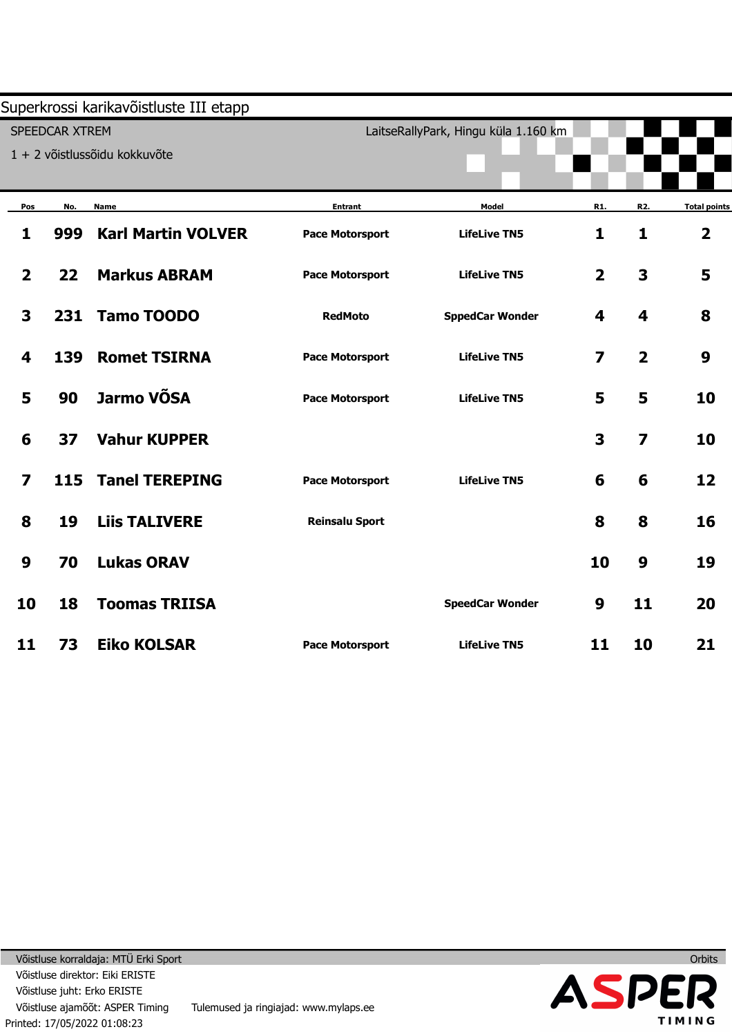# Superkrossi karikavõistluste III etapp

SPEEDCAR XTREM

1 + 2 võistlussõidu kokkuvõte

LaitseRallyPark, Hingu küla 1.160 km

| Pos | No. | Name | Entrant | Model | R1. | R2. | Total points |
|---|---|---|---|---|---|---|---|
| 1 | 999 | Karl Martin VOLVER | Pace Motorsport | LifeLive TN5 | 1 | 1 | 2 |
| 2 | 22 | Markus ABRAM | Pace Motorsport | LifeLive TN5 | 2 | 3 | 5 |
| 3 | 231 | Tamo TOODO | RedMoto | SppedCar Wonder | 4 | 4 | 8 |
| 4 | 139 | Romet TSIRNA | Pace Motorsport | LifeLive TN5 | 7 | 2 | 9 |
| 5 | 90 | Jarmo VÕSA | Pace Motorsport | LifeLive TN5 | 5 | 5 | 10 |
| 6 | 37 | Vahur KUPPER | | | 3 | 7 | 10 |
| 7 | 115 | Tanel TEREPING | Pace Motorsport | LifeLive TN5 | 6 | 6 | 12 |
| 8 | 19 | Liis TALIVERE | Reinsalu Sport | | 8 | 8 | 16 |
| 9 | 70 | Lukas ORAV | | | 10 | 9 | 19 |
| 10 | 18 | Toomas TRIISA | | SpeedCar Wonder | 9 | 11 | 20 |
| 11 | 73 | Eiko KOLSAR | Pace Motorsport | LifeLive TN5 | 11 | 10 | 21 |

Võistluse korraldaja: MTÜ Erki Sport

Võistluse direktor: Eiki ERISTE

Võistluse juht: Erko ERISTE

Võistluse ajamõõt: ASPER Timing

Tulemused ja ringiajad: www.mylaps.ee

Printed: 17/05/2022 01:08:23

Orbits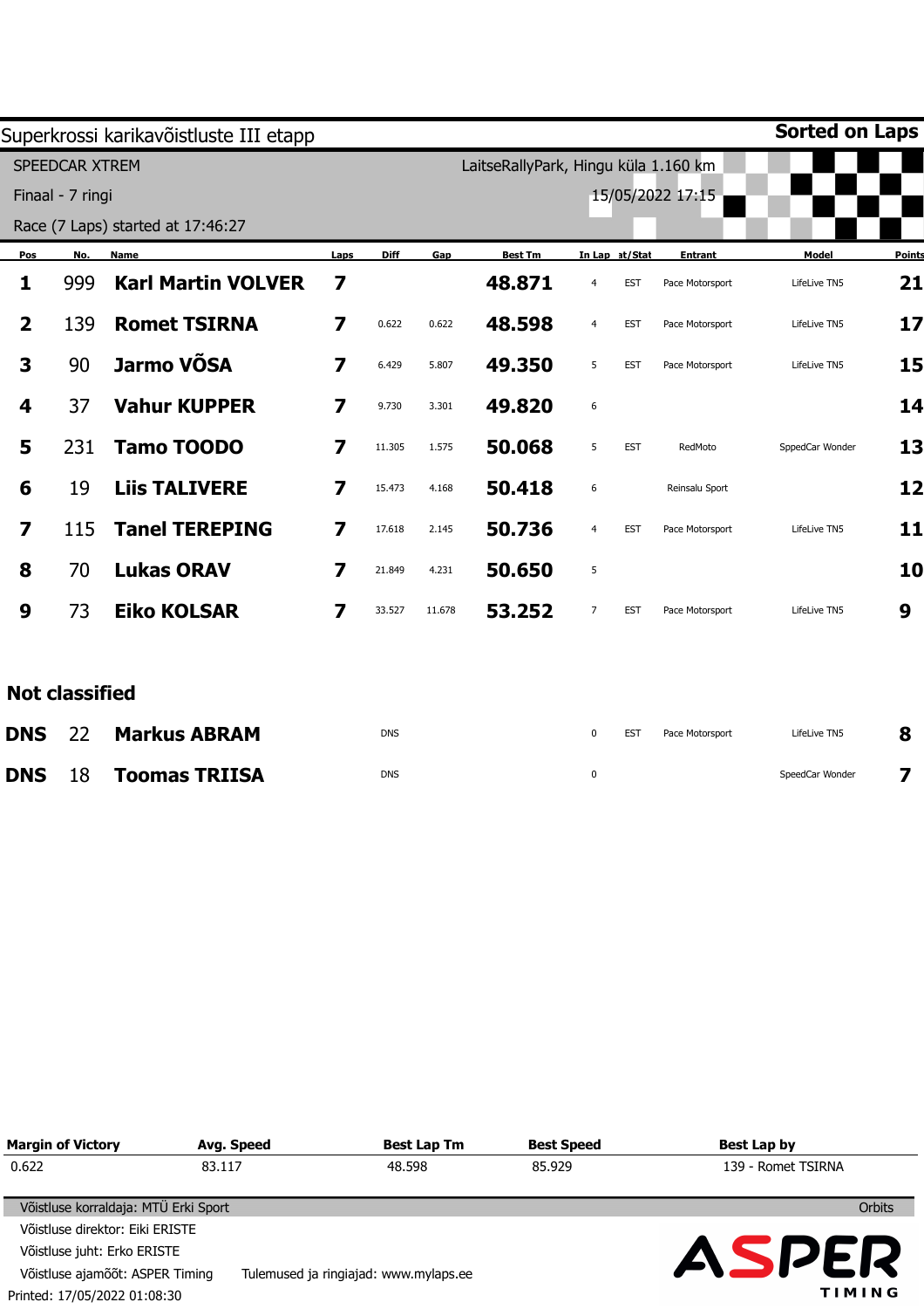# Superkrossi karikavõistluste III etapp

**Sorted on Laps**

SPEEDCAR XTREM

LaitseRallyPark, Hingu küla 1.160 km

Finaal - 7 ringi

15/05/2022 17:15

Race (7 Laps) started at 17:46:27

| Pos | No. | Name | Laps | Diff | Gap | Best Tm | In Lap | at/Stat | Entrant | Model | Points |
|---|---|---|---|---|---|---|---|---|---|---|---|
| 1 | 999 | **Karl Martin VOLVER** | 7 | | | **48.871** | 4 | EST | Pace Motorsport | LifeLive TN5 | 21 |
| 2 | 139 | **Romet TSIRNA** | 7 | 0.622 | 0.622 | **48.598** | 4 | EST | Pace Motorsport | LifeLive TN5 | 17 |
| 3 | 90 | **Jarmo VÕSA** | 7 | 6.429 | 5.807 | **49.350** | 5 | EST | Pace Motorsport | LifeLive TN5 | 15 |
| 4 | 37 | **Vahur KUPPER** | 7 | 9.730 | 3.301 | **49.820** | 6 | | | | 14 |
| 5 | 231 | **Tamo TOODO** | 7 | 11.305 | 1.575 | **50.068** | 5 | EST | RedMoto | SppedCar Wonder | 13 |
| 6 | 19 | **Liis TALIVERE** | 7 | 15.473 | 4.168 | **50.418** | 6 | | Reinsalu Sport | | 12 |
| 7 | 115 | **Tanel TEREPING** | 7 | 17.618 | 2.145 | **50.736** | 4 | EST | Pace Motorsport | LifeLive TN5 | 11 |
| 8 | 70 | **Lukas ORAV** | 7 | 21.849 | 4.231 | **50.650** | 5 | | | | 10 |
| 9 | 73 | **Eiko KOLSAR** | 7 | 33.527 | 11.678 | **53.252** | 7 | EST | Pace Motorsport | LifeLive TN5 | 9 |

**Not classified**

| Pos | No. | Name | Laps | Diff | Gap | Best Tm | In Lap | at/Stat | Entrant | Model | Points |
|---|---|---|---|---|---|---|---|---|---|---|---|
| DNS | 22 | **Markus ABRAM** | | DNS | | | 0 | EST | Pace Motorsport | LifeLive TN5 | 8 |
| DNS | 18 | **Toomas TRIISA** | | DNS | | | 0 | | | SpeedCar Wonder | 7 |

| Margin of Victory | Avg. Speed | Best Lap Tm | Best Speed | Best Lap by |
|---|---|---|---|---|
| 0.622 | 83.117 | 48.598 | 85.929 | 139 - Romet TSIRNA |

Võistluse korraldaja: MTÜ Erki Sport

Orbits

Võistluse direktor: Eiki ERISTE

Võistluse juht: Erko ERISTE

Võistluse ajamõõt: ASPER Timing    Tulemused ja ringiajad: www.mylaps.ee

Printed: 17/05/2022 01:08:30

ASPER TIMING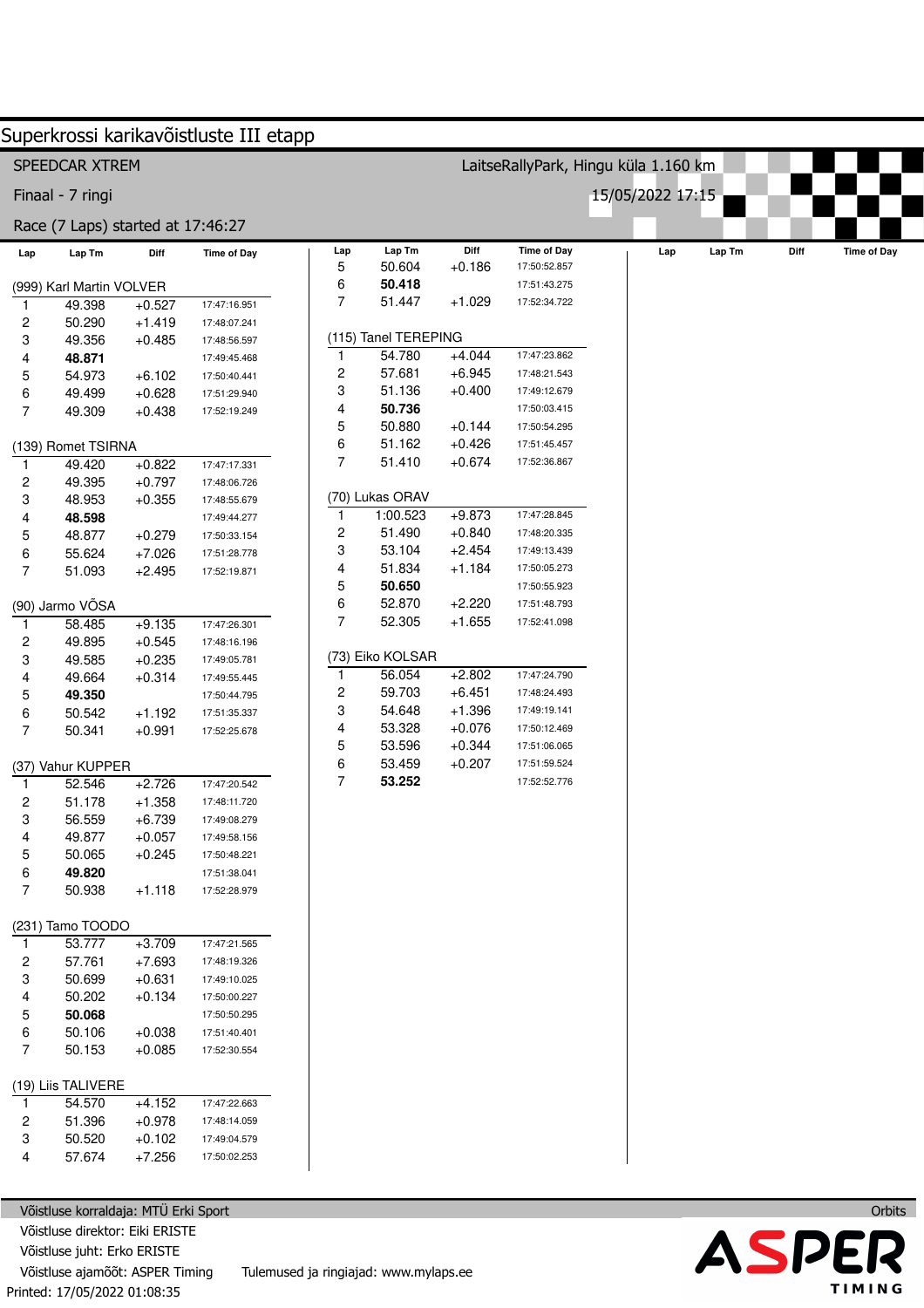# Superkrossi karikavõistluste III etapp

SPEEDCAR XTREM — LaitseRallyPark, Hingu küla 1.160 km

Finaal - 7 ringi — 15/05/2022 17:15

Race (7 Laps) started at 17:46:27

### (999) Karl Martin VOLVER

| Lap | Lap Tm | Diff | Time of Day |
|---|---|---|---|
| 1 | 49.398 | +0.527 | 17:47:16.951 |
| 2 | 50.290 | +1.419 | 17:48:07.241 |
| 3 | 49.356 | +0.485 | 17:48:56.597 |
| 4 | **48.871** | | 17:49:45.468 |
| 5 | 54.973 | +6.102 | 17:50:40.441 |
| 6 | 49.499 | +0.628 | 17:51:29.940 |
| 7 | 49.309 | +0.438 | 17:52:19.249 |

### (139) Romet TSIRNA

| Lap | Lap Tm | Diff | Time of Day |
|---|---|---|---|
| 1 | 49.420 | +0.822 | 17:47:17.331 |
| 2 | 49.395 | +0.797 | 17:48:06.726 |
| 3 | 48.953 | +0.355 | 17:48:55.679 |
| 4 | **48.598** | | 17:49:44.277 |
| 5 | 48.877 | +0.279 | 17:50:33.154 |
| 6 | 55.624 | +7.026 | 17:51:28.778 |
| 7 | 51.093 | +2.495 | 17:52:19.871 |

### (90) Jarmo VÕSA

| Lap | Lap Tm | Diff | Time of Day |
|---|---|---|---|
| 1 | 58.485 | +9.135 | 17:47:26.301 |
| 2 | 49.895 | +0.545 | 17:48:16.196 |
| 3 | 49.585 | +0.235 | 17:49:05.781 |
| 4 | 49.664 | +0.314 | 17:49:55.445 |
| 5 | **49.350** | | 17:50:44.795 |
| 6 | 50.542 | +1.192 | 17:51:35.337 |
| 7 | 50.341 | +0.991 | 17:52:25.678 |

### (37) Vahur KUPPER

| Lap | Lap Tm | Diff | Time of Day |
|---|---|---|---|
| 1 | 52.546 | +2.726 | 17:47:20.542 |
| 2 | 51.178 | +1.358 | 17:48:11.720 |
| 3 | 56.559 | +6.739 | 17:49:08.279 |
| 4 | 49.877 | +0.057 | 17:49:58.156 |
| 5 | 50.065 | +0.245 | 17:50:48.221 |
| 6 | **49.820** | | 17:51:38.041 |
| 7 | 50.938 | +1.118 | 17:52:28.979 |

### (231) Tamo TOODO

| Lap | Lap Tm | Diff | Time of Day |
|---|---|---|---|
| 1 | 53.777 | +3.709 | 17:47:21.565 |
| 2 | 57.761 | +7.693 | 17:48:19.326 |
| 3 | 50.699 | +0.631 | 17:49:10.025 |
| 4 | 50.202 | +0.134 | 17:50:00.227 |
| 5 | **50.068** | | 17:50:50.295 |
| 6 | 50.106 | +0.038 | 17:51:40.401 |
| 7 | 50.153 | +0.085 | 17:52:30.554 |

### (19) Liis TALIVERE

| Lap | Lap Tm | Diff | Time of Day |
|---|---|---|---|
| 1 | 54.570 | +4.152 | 17:47:22.663 |
| 2 | 51.396 | +0.978 | 17:48:14.059 |
| 3 | 50.520 | +0.102 | 17:49:04.579 |
| 4 | 57.674 | +7.256 | 17:50:02.253 |
| 5 | 50.604 | +0.186 | 17:50:52.857 |
| 6 | **50.418** | | 17:51:43.275 |
| 7 | 51.447 | +1.029 | 17:52:34.722 |

### (115) Tanel TEREPING

| Lap | Lap Tm | Diff | Time of Day |
|---|---|---|---|
| 1 | 54.780 | +4.044 | 17:47:23.862 |
| 2 | 57.681 | +6.945 | 17:48:21.543 |
| 3 | 51.136 | +0.400 | 17:49:12.679 |
| 4 | **50.736** | | 17:50:03.415 |
| 5 | 50.880 | +0.144 | 17:50:54.295 |
| 6 | 51.162 | +0.426 | 17:51:45.457 |
| 7 | 51.410 | +0.674 | 17:52:36.867 |

### (70) Lukas ORAV

| Lap | Lap Tm | Diff | Time of Day |
|---|---|---|---|
| 1 | 1:00.523 | +9.873 | 17:47:28.845 |
| 2 | 51.490 | +0.840 | 17:48:20.335 |
| 3 | 53.104 | +2.454 | 17:49:13.439 |
| 4 | 51.834 | +1.184 | 17:50:05.273 |
| 5 | **50.650** | | 17:50:55.923 |
| 6 | 52.870 | +2.220 | 17:51:48.793 |
| 7 | 52.305 | +1.655 | 17:52:41.098 |

### (73) Eiko KOLSAR

| Lap | Lap Tm | Diff | Time of Day |
|---|---|---|---|
| 1 | 56.054 | +2.802 | 17:47:24.790 |
| 2 | 59.703 | +6.451 | 17:48:24.493 |
| 3 | 54.648 | +1.396 | 17:49:19.141 |
| 4 | 53.328 | +0.076 | 17:50:12.469 |
| 5 | 53.596 | +0.344 | 17:51:06.065 |
| 6 | 53.459 | +0.207 | 17:51:59.524 |
| 7 | **53.252** | | 17:52:52.776 |

Võistluse korraldaja: MTÜ Erki Sport

Võistluse direktor: Eiki ERISTE

Võistluse juht: Erko ERISTE

Võistluse ajamõõt: ASPER Timing — Tulemused ja ringiajad: www.mylaps.ee

Printed: 17/05/2022 01:08:35

Orbits

ASPER TIMING